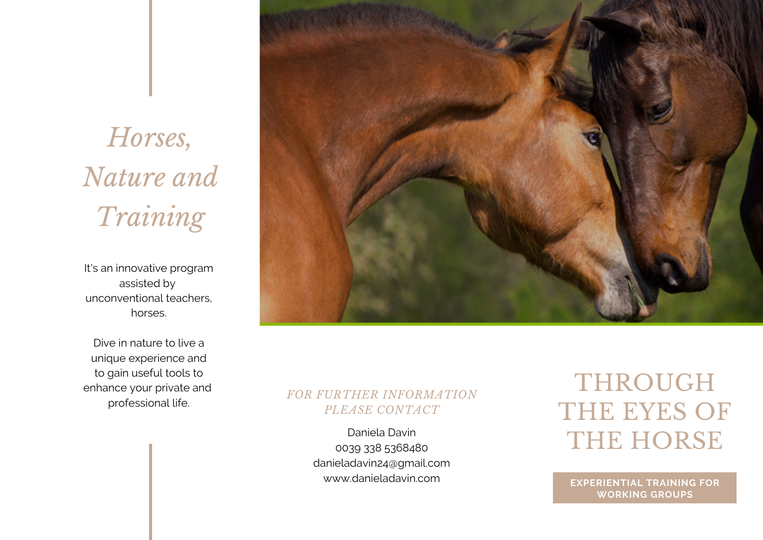# *Horses, Nature and Training*

It's an innovative program assisted by unconventional teachers, horses.

Dive in nature to live a unique experience and to gain useful tools to enhance your private and professional life.

*FOR FURTHER INFORMATION PLEASE CONTACT*

Daniela Davin
0039 338 5368480
danieladavin24@gmail.com
www.danieladavin.com

# THROUGH THE EYES OF THE HORSE

**EXPERIENTIAL TRAINING FOR WORKING GROUPS**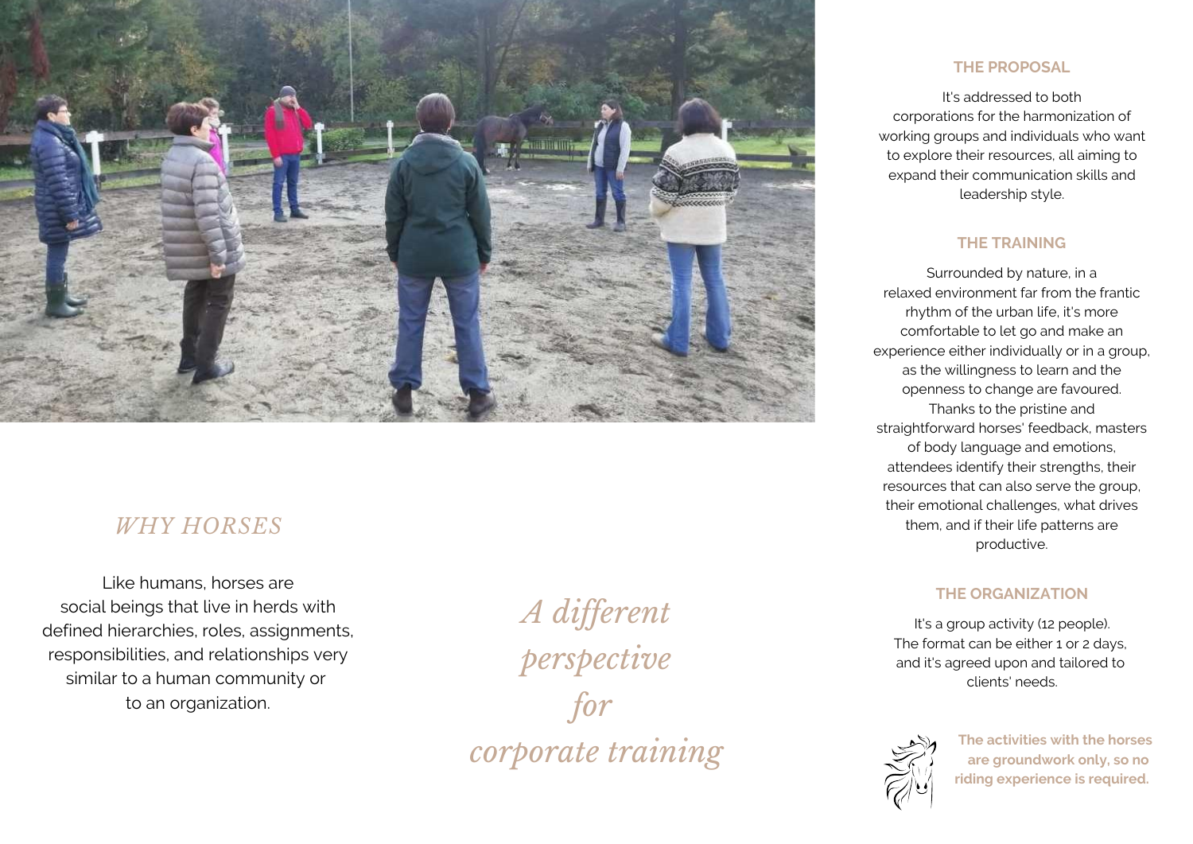## WHY HORSES

Like humans, horses are social beings that live in herds with defined hierarchies, roles, assignments, responsibilities, and relationships very similar to a human community or to an organization.

*A different perspective for corporate training*

## THE PROPOSAL

It's addressed to both corporations for the harmonization of working groups and individuals who want to explore their resources, all aiming to expand their communication skills and leadership style.

## THE TRAINING

Surrounded by nature, in a relaxed environment far from the frantic rhythm of the urban life, it's more comfortable to let go and make an experience either individually or in a group, as the willingness to learn and the openness to change are favoured. Thanks to the pristine and straightforward horses' feedback, masters of body language and emotions, attendees identify their strengths, their resources that can also serve the group, their emotional challenges, what drives them, and if their life patterns are productive.

## THE ORGANIZATION

It's a group activity (12 people). The format can be either 1 or 2 days, and it's agreed upon and tailored to clients' needs.

**The activities with the horses are groundwork only, so no riding experience is required.**